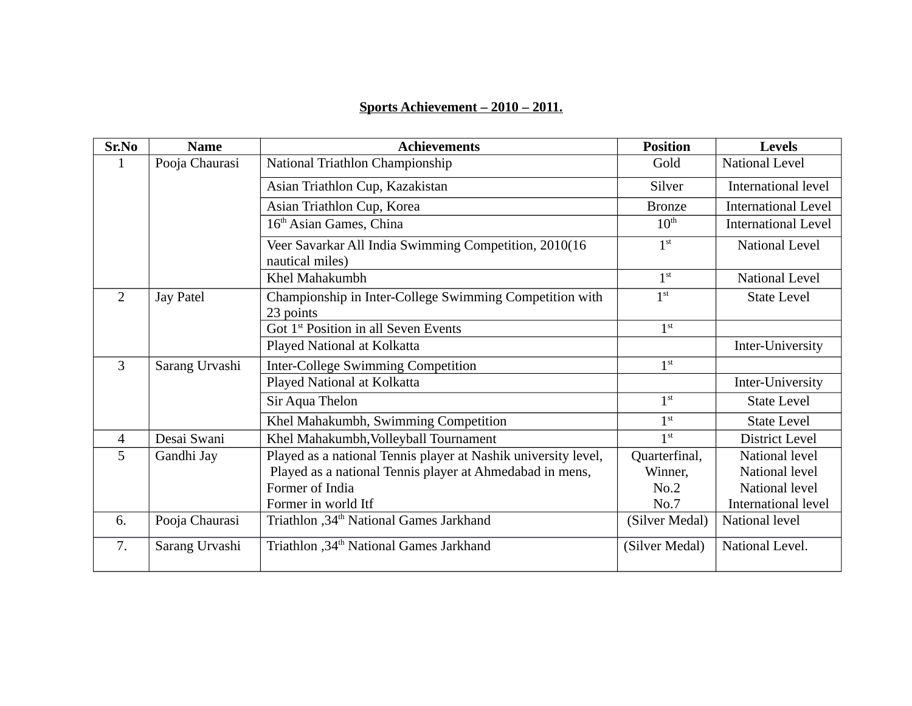**Sports Achievement – 2010 – 2011.**

| Sr.No | Name | Achievements | Position | Levels |
|---|---|---|---|---|
| 1 | Pooja Chaurasi | National Triathlon Championship | Gold | National Level |
| | | Asian Triathlon Cup, Kazakistan | Silver | International level |
| | | Asian Triathlon Cup, Korea | Bronze | International Level |
| | | 16th Asian Games, China | 10th | International Level |
| | | Veer Savarkar All India Swimming Competition, 2010(16 nautical miles) | 1st | National Level |
| | | Khel Mahakumbh | 1st | National Level |
| 2 | Jay Patel | Championship in Inter-College Swimming Competition with 23 points | 1st | State Level |
| | | Got 1st Position in all Seven Events | 1st | |
| | | Played National at Kolkatta | | Inter-University |
| 3 | Sarang Urvashi | Inter-College Swimming Competition | 1st | |
| | | Played National at Kolkatta | | Inter-University |
| | | Sir Aqua Thelon | 1st | State Level |
| | | Khel Mahakumbh, Swimming Competition | 1st | State Level |
| 4 | Desai Swani | Khel Mahakumbh,Volleyball Tournament | 1st | District Level |
| 5 | Gandhi Jay | Played as a national Tennis player at Nashik university level,<br>Played as a national Tennis player at Ahmedabad in mens,<br>Former of India<br>Former in world Itf | Quarterfinal,<br>Winner,<br>No.2<br>No.7 | National level<br>National level<br>National level<br>International level |
| 6. | Pooja Chaurasi | Triathlon ,34th National Games Jarkhand | (Silver Medal) | National level |
| 7. | Sarang Urvashi | Triathlon ,34th National Games Jarkhand | (Silver Medal) | National Level. |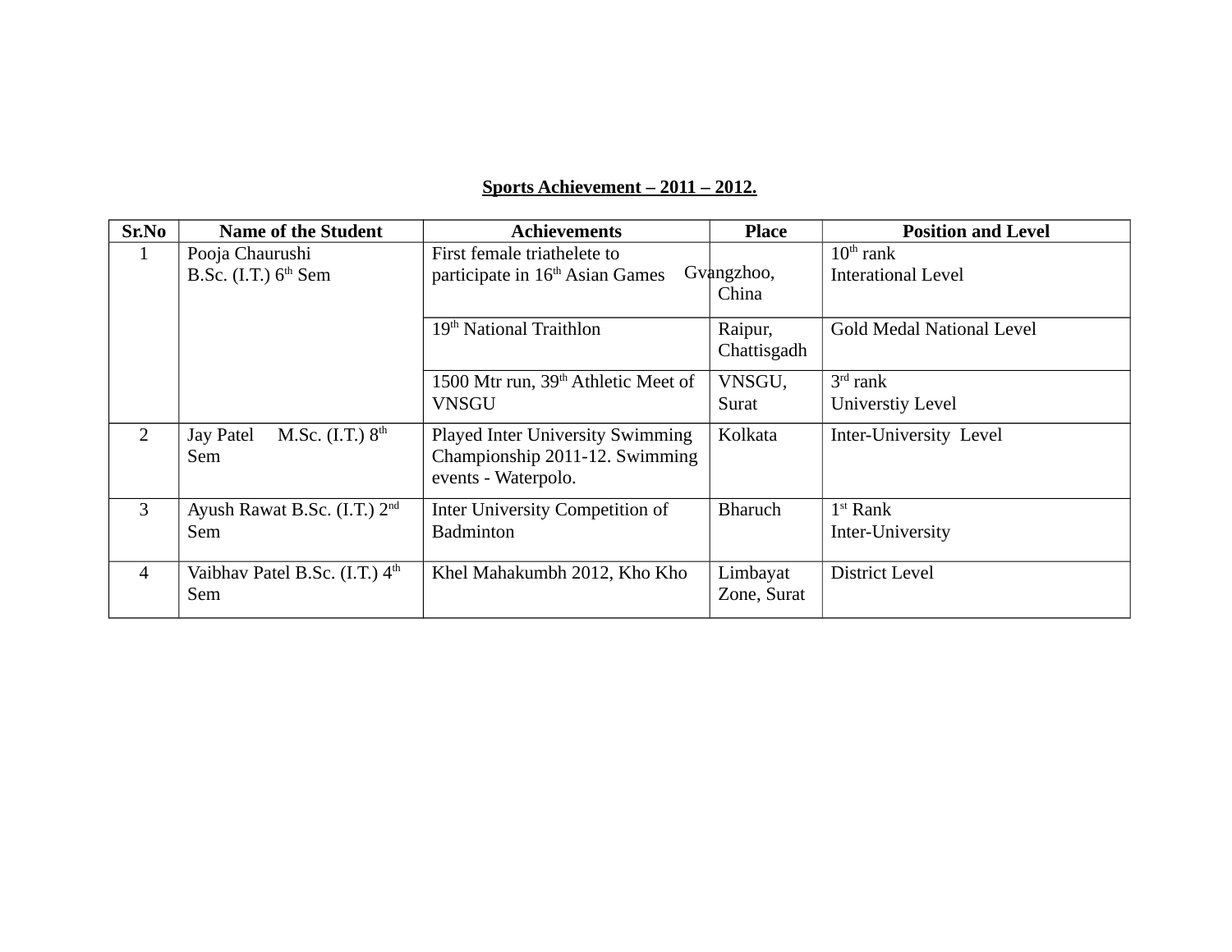**Sports Achievement – 2011 – 2012.**

| Sr.No | Name of the Student | Achievements | Place | Position and Level |
|---|---|---|---|---|
| 1 | Pooja Chaurushi B.Sc. (I.T.) 6th Sem | First female triathelete to participate in 16th Asian Games | Gvangzhoo, China | 10th rank Interational Level |
| | | 19th National Traithlon | Raipur, Chattisgadh | Gold Medal National Level |
| | | 1500 Mtr run, 39th Athletic Meet of VNSGU | VNSGU, Surat | 3rd rank Universtiy Level |
| 2 | Jay Patel M.Sc. (I.T.) 8th Sem | Played Inter University Swimming Championship 2011-12. Swimming events - Waterpolo. | Kolkata | Inter-University Level |
| 3 | Ayush Rawat B.Sc. (I.T.) 2nd Sem | Inter University Competition of Badminton | Bharuch | 1st Rank Inter-University |
| 4 | Vaibhav Patel B.Sc. (I.T.) 4th Sem | Khel Mahakumbh 2012, Kho Kho | Limbayat Zone, Surat | District Level |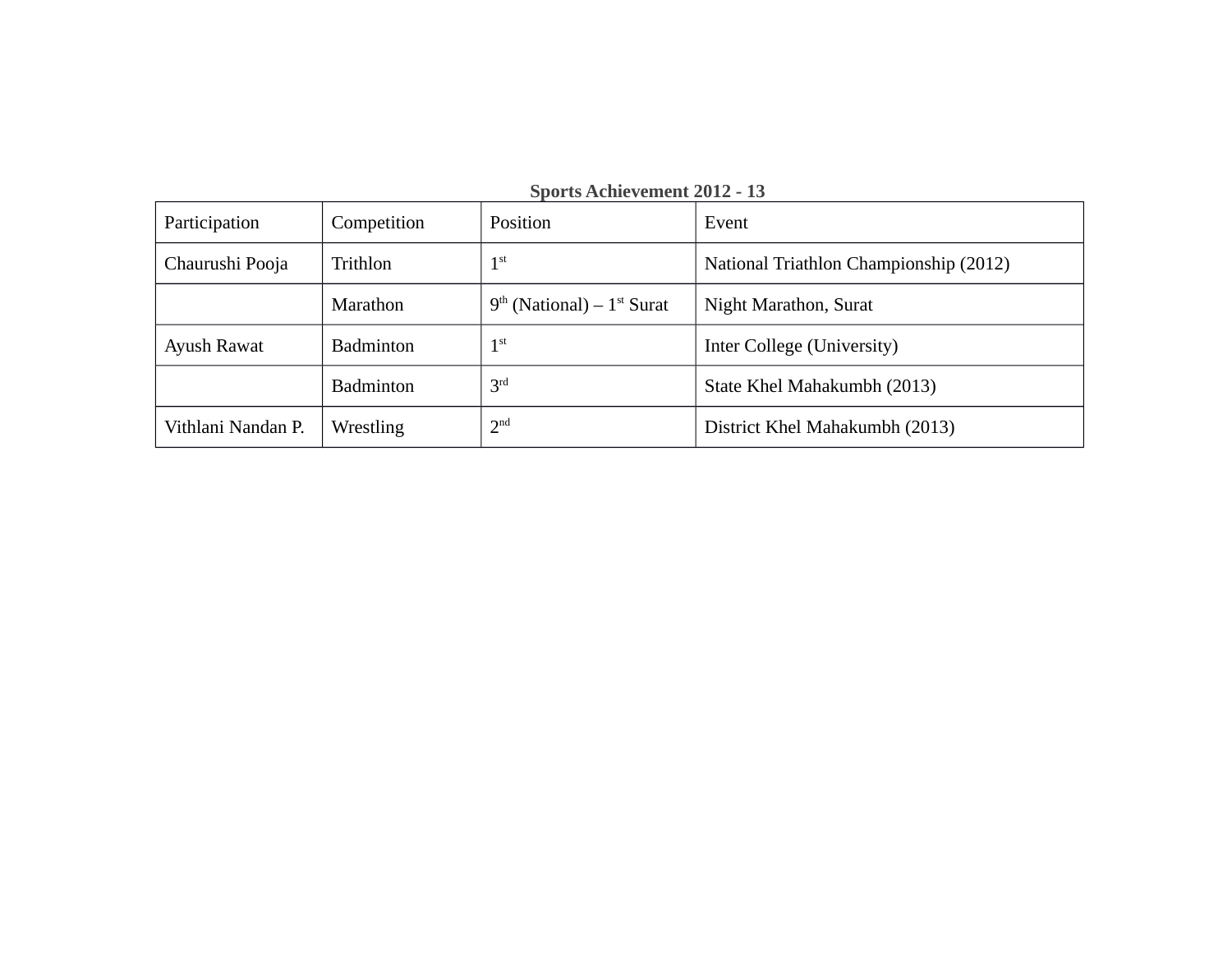**Sports Achievement 2012 - 13**

| Participation | Competition | Position | Event |
|---|---|---|---|
| Chaurushi Pooja | Trithlon | 1st | National Triathlon Championship (2012) |
| | Marathon | 9th (National) – 1st Surat | Night Marathon, Surat |
| Ayush Rawat | Badminton | 1st | Inter College (University) |
| | Badminton | 3rd | State Khel Mahakumbh (2013) |
| Vithlani Nandan P. | Wrestling | 2nd | District Khel Mahakumbh (2013) |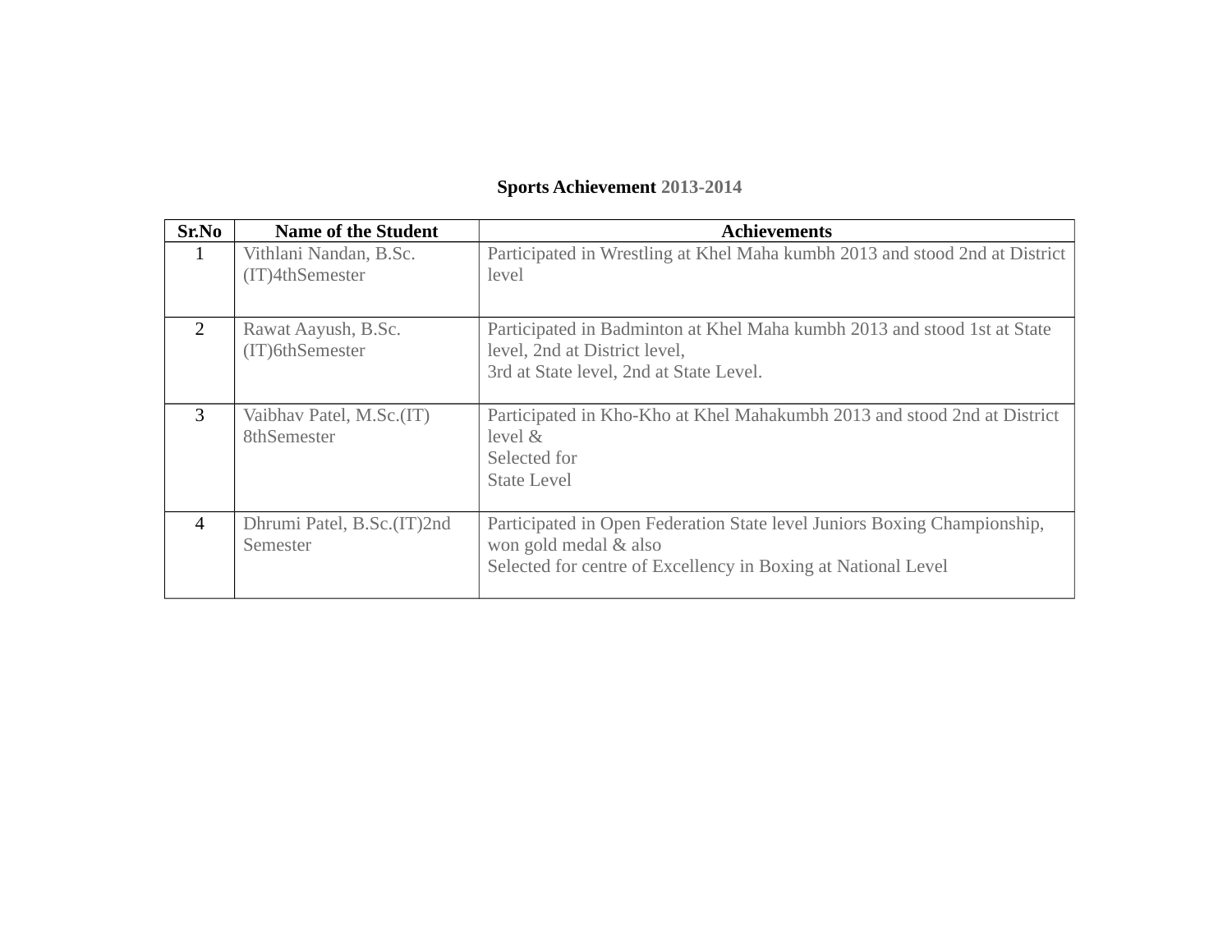**Sports Achievement 2013-2014**

| Sr.No | Name of the Student | Achievements |
|---|---|---|
| 1 | Vithlani Nandan, B.Sc.(IT)4thSemester | Participated in Wrestling at Khel Maha kumbh 2013 and stood 2nd at District level |
| 2 | Rawat Aayush, B.Sc.(IT)6thSemester | Participated in Badminton at Khel Maha kumbh 2013 and stood 1st at State level, 2nd at District level, 3rd at State level, 2nd at State Level. |
| 3 | Vaibhav Patel, M.Sc.(IT) 8thSemester | Participated in Kho-Kho at Khel Mahakumbh 2013 and stood 2nd at District level & Selected for State Level |
| 4 | Dhrumi Patel, B.Sc.(IT)2nd Semester | Participated in Open Federation State level Juniors Boxing Championship, won gold medal & also Selected for centre of Excellency in Boxing at National Level |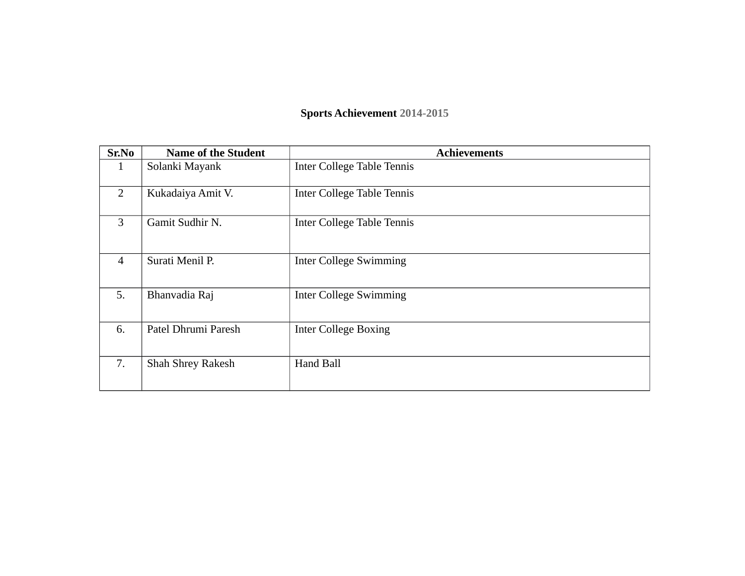**Sports Achievement 2014-2015**

| Sr.No | Name of the Student | Achievements |
|---|---|---|
| 1 | Solanki Mayank | Inter College Table Tennis |
| 2 | Kukadaiya Amit V. | Inter College Table Tennis |
| 3 | Gamit Sudhir N. | Inter College Table Tennis |
| 4 | Surati Menil P. | Inter College Swimming |
| 5. | Bhanvadia Raj | Inter College Swimming |
| 6. | Patel Dhrumi Paresh | Inter College Boxing |
| 7. | Shah Shrey Rakesh | Hand Ball |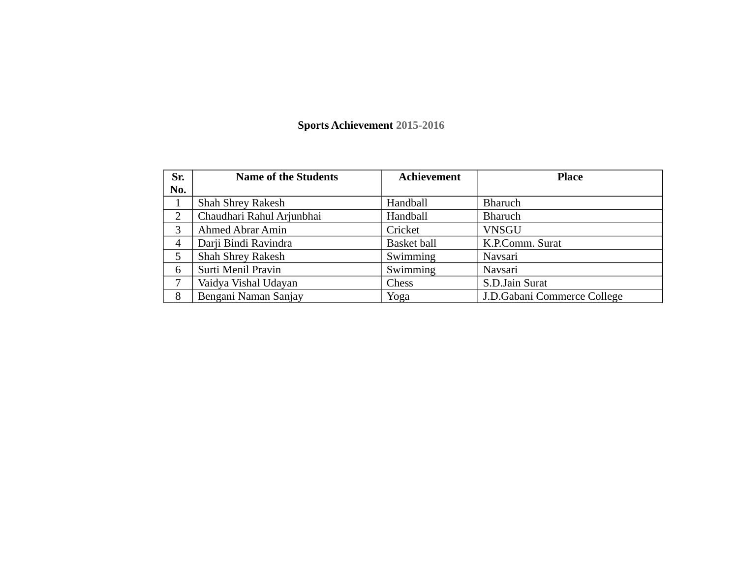**Sports Achievement 2015-2016**

| Sr. No. | Name of the Students | Achievement | Place |
|---|---|---|---|
| 1 | Shah Shrey Rakesh | Handball | Bharuch |
| 2 | Chaudhari Rahul Arjunbhai | Handball | Bharuch |
| 3 | Ahmed Abrar Amin | Cricket | VNSGU |
| 4 | Darji Bindi Ravindra | Basket ball | K.P.Comm. Surat |
| 5 | Shah Shrey Rakesh | Swimming | Navsari |
| 6 | Surti Menil Pravin | Swimming | Navsari |
| 7 | Vaidya Vishal Udayan | Chess | S.D.Jain Surat |
| 8 | Bengani Naman Sanjay | Yoga | J.D.Gabani Commerce College |